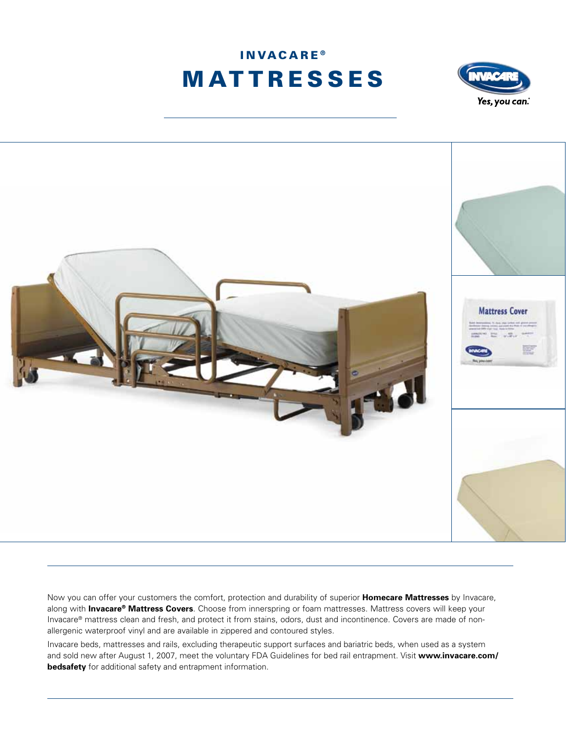# INVACARE®

# MATTRESSES

Now you can offer your customers the comfort, protection and durability of superior **Homecare Mattresses** by Invacare, along with **Invacare® Mattress Covers**. Choose from innerspring or foam mattresses. Mattress covers will keep your Invacare® mattress clean and fresh, and protect it from stains, odors, dust and incontinence. Covers are made of non-allergenic waterproof vinyl and are available in zippered and contoured styles.

Invacare beds, mattresses and rails, excluding therapeutic support surfaces and bariatric beds, when used as a system and sold new after August 1, 2007, meet the voluntary FDA Guidelines for bed rail entrapment. Visit **www.invacare.com/bedsafety** for additional safety and entrapment information.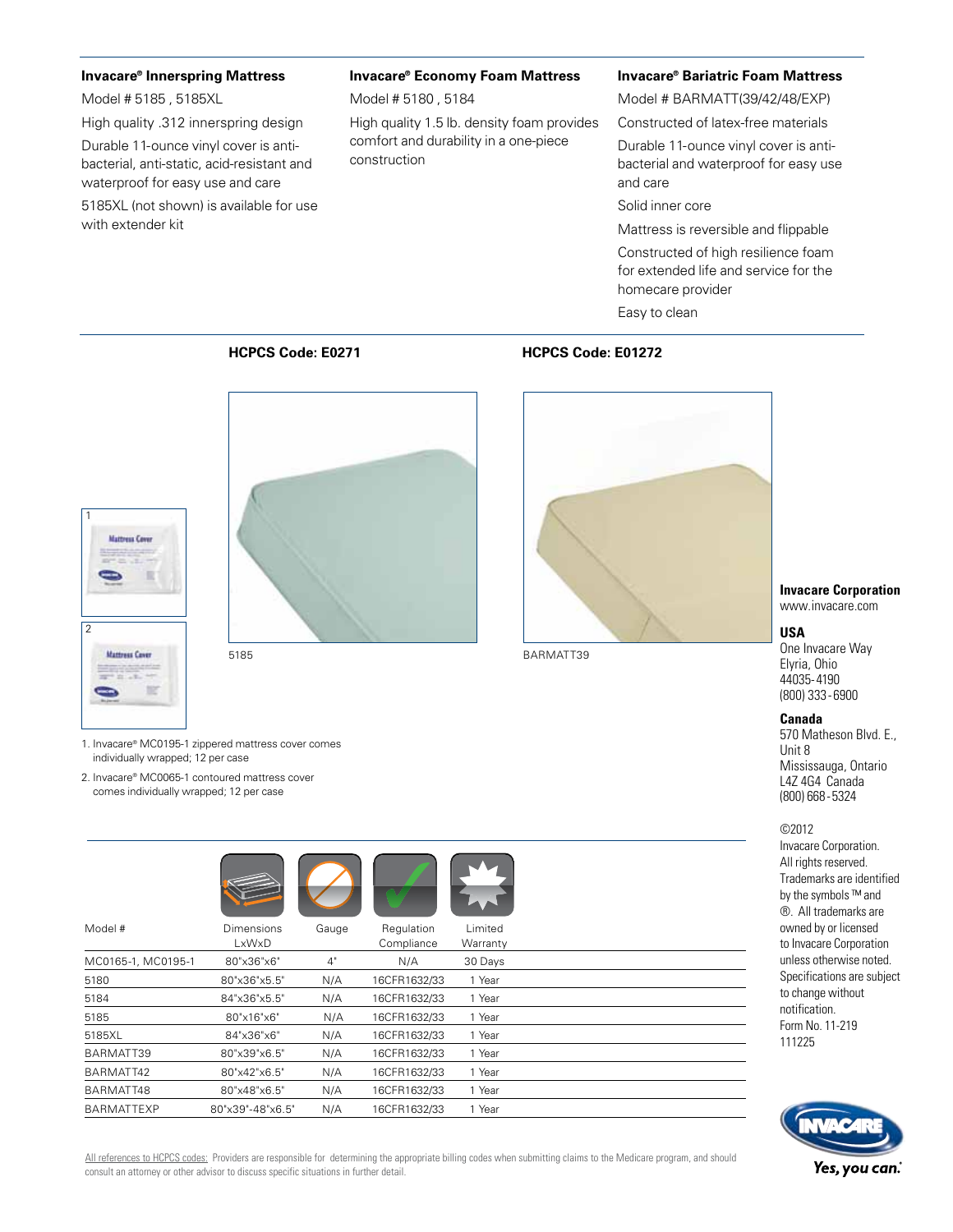### Invacare® Innerspring Mattress

Model # 5185 , 5185XL

High quality .312 innerspring design

Durable 11-ounce vinyl cover is anti-bacterial, anti-static, acid-resistant and waterproof for easy use and care

5185XL (not shown) is available for use with extender kit

### Invacare® Economy Foam Mattress

Model # 5180 , 5184

High quality 1.5 lb. density foam provides comfort and durability in a one-piece construction

### Invacare® Bariatric Foam Mattress

Model # BARMATT(39/42/48/EXP)

Constructed of latex-free materials

Durable 11-ounce vinyl cover is anti-bacterial and waterproof for easy use and care

Solid inner core

Mattress is reversible and flippable

Constructed of high resilience foam for extended life and service for the homecare provider

Easy to clean

**HCPCS Code: E0271**

**HCPCS Code: E01272**

1

Mattress Cover

2

Mattress Cover

5185

BARMATT39

1. Invacare® MC0195-1 zippered mattress cover comes individually wrapped; 12 per case

2. Invacare® MC0065-1 contoured mattress cover comes individually wrapped; 12 per case

| Model # | Dimensions LxWxD | Gauge | Regulation Compliance | Limited Warranty |
|---|---|---|---|---|
| MC0165-1, MC0195-1 | 80"x36"x6" | 4" | N/A | 30 Days |
| 5180 | 80"x36"x5.5" | N/A | 16CFR1632/33 | 1 Year |
| 5184 | 84"x36"x5.5" | N/A | 16CFR1632/33 | 1 Year |
| 5185 | 80"x16"x6" | N/A | 16CFR1632/33 | 1 Year |
| 5185XL | 84"x36"x6" | N/A | 16CFR1632/33 | 1 Year |
| BARMATT39 | 80"x39"x6.5" | N/A | 16CFR1632/33 | 1 Year |
| BARMATT42 | 80"x42"x6.5" | N/A | 16CFR1632/33 | 1 Year |
| BARMATT48 | 80"x48"x6.5" | N/A | 16CFR1632/33 | 1 Year |
| BARMATTEXP | 80"x39"-48"x6.5" | N/A | 16CFR1632/33 | 1 Year |

All references to HCPCS codes: Providers are responsible for determining the appropriate billing codes when submitting claims to the Medicare program, and should consult an attorney or other advisor to discuss specific situations in further detail.

**Invacare Corporation**
www.invacare.com

**USA**
One Invacare Way
Elyria, Ohio
44035-4190
(800) 333-6900

**Canada**
570 Matheson Blvd. E.,
Unit 8
Mississauga, Ontario
L4Z 4G4 Canada
(800) 668-5324

©2012
Invacare Corporation.
All rights reserved.
Trademarks are identified by the symbols ™ and ®. All trademarks are owned by or licensed to Invacare Corporation unless otherwise noted.
Specifications are subject to change without notification.
Form No. 11-219
111225

INVACARE

Yes, you can.